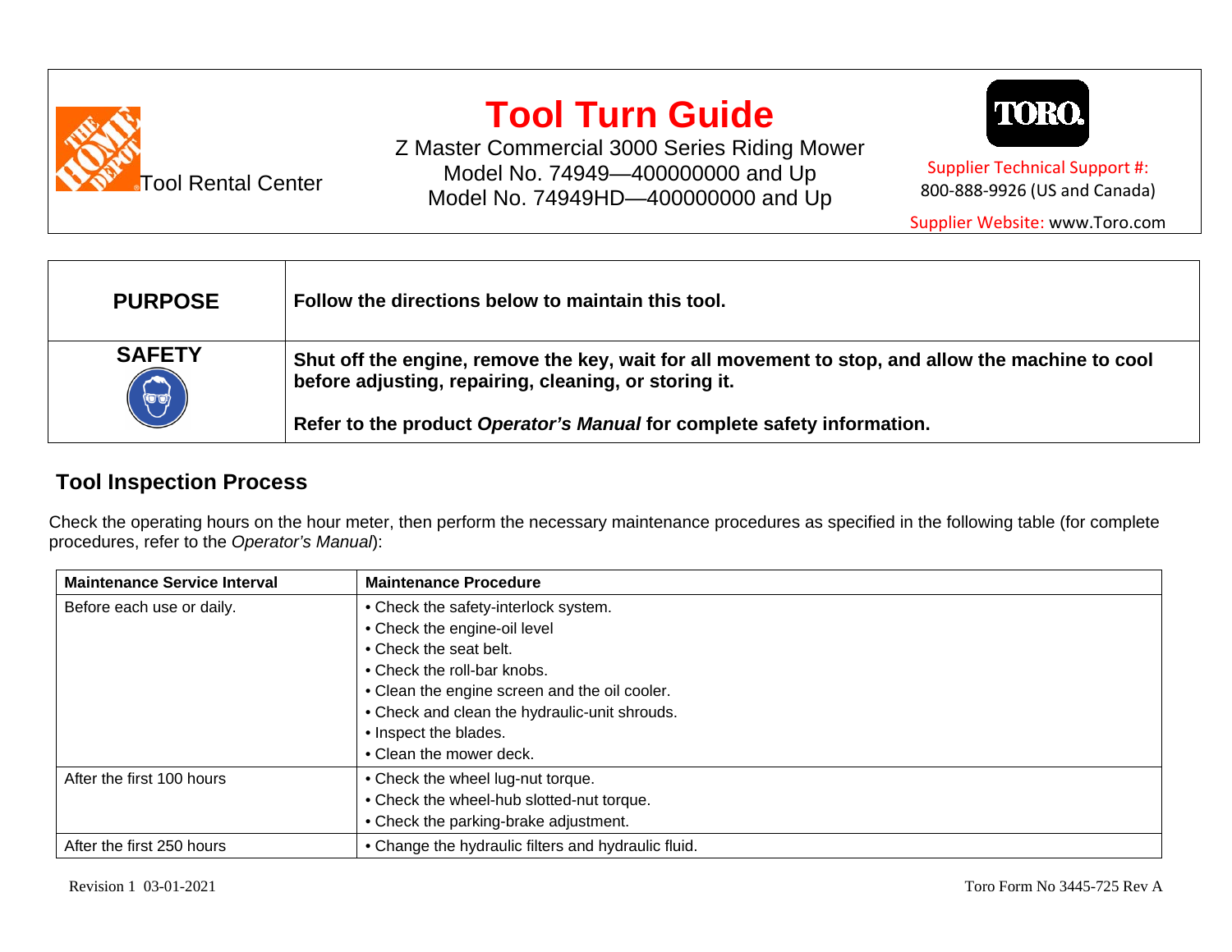Tool Rental Center

# Tool Turn Guide

Z Master Commercial 3000 Series Riding Mower
Model No. 74949—400000000 and Up
Model No. 74949HD—400000000 and Up

Supplier Technical Support #:
800-888-9926 (US and Canada)

Supplier Website: www.Toro.com

| **PURPOSE** | **Follow the directions below to maintain this tool.** |
|---|---|
| **SAFETY** | **Shut off the engine, remove the key, wait for all movement to stop, and allow the machine to cool before adjusting, repairing, cleaning, or storing it.**<br><br>**Refer to the product *Operator's Manual* for complete safety information.** |

## Tool Inspection Process

Check the operating hours on the hour meter, then perform the necessary maintenance procedures as specified in the following table (for complete procedures, refer to the *Operator's Manual*):

| Maintenance Service Interval | Maintenance Procedure |
|---|---|
| Before each use or daily. | • Check the safety-interlock system.<br>• Check the engine-oil level<br>• Check the seat belt.<br>• Check the roll-bar knobs.<br>• Clean the engine screen and the oil cooler.<br>• Check and clean the hydraulic-unit shrouds.<br>• Inspect the blades.<br>• Clean the mower deck. |
| After the first 100 hours | • Check the wheel lug-nut torque.<br>• Check the wheel-hub slotted-nut torque.<br>• Check the parking-brake adjustment. |
| After the first 250 hours | • Change the hydraulic filters and hydraulic fluid. |

Revision 1 03-01-2021

Toro Form No 3445-725 Rev A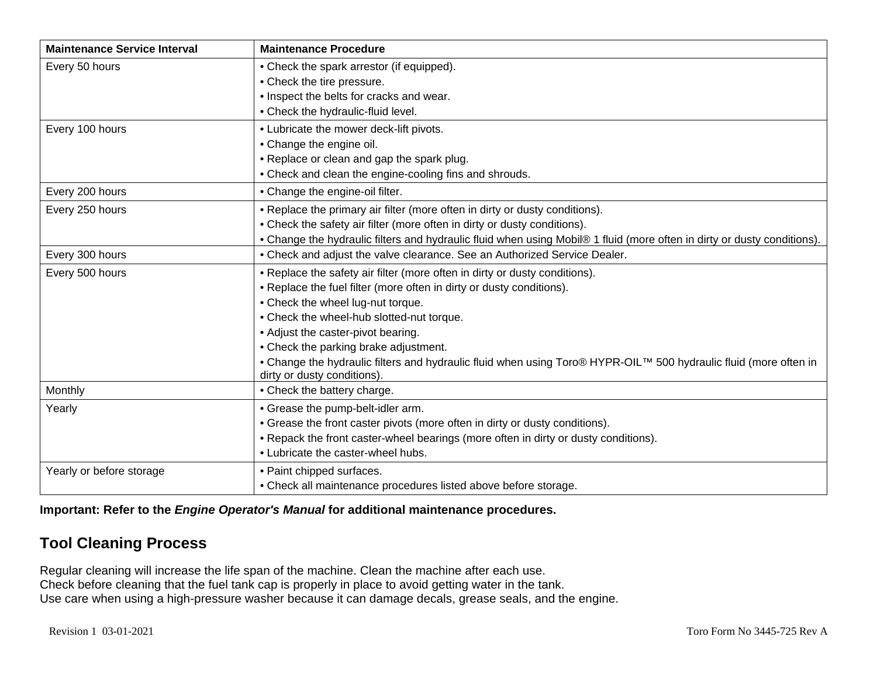| Maintenance Service Interval | Maintenance Procedure |
| --- | --- |
| Every 50 hours | • Check the spark arrestor (if equipped).<br>• Check the tire pressure.<br>• Inspect the belts for cracks and wear.<br>• Check the hydraulic-fluid level. |
| Every 100 hours | • Lubricate the mower deck-lift pivots.<br>• Change the engine oil.<br>• Replace or clean and gap the spark plug.<br>• Check and clean the engine-cooling fins and shrouds. |
| Every 200 hours | • Change the engine-oil filter. |
| Every 250 hours | • Replace the primary air filter (more often in dirty or dusty conditions).<br>• Check the safety air filter (more often in dirty or dusty conditions).<br>• Change the hydraulic filters and hydraulic fluid when using Mobil® 1 fluid (more often in dirty or dusty conditions). |
| Every 300 hours | • Check and adjust the valve clearance. See an Authorized Service Dealer. |
| Every 500 hours | • Replace the safety air filter (more often in dirty or dusty conditions).<br>• Replace the fuel filter (more often in dirty or dusty conditions).<br>• Check the wheel lug-nut torque.<br>• Check the wheel-hub slotted-nut torque.<br>• Adjust the caster-pivot bearing.<br>• Check the parking brake adjustment.<br>• Change the hydraulic filters and hydraulic fluid when using Toro® HYPR-OIL™ 500 hydraulic fluid (more often in dirty or dusty conditions). |
| Monthly | • Check the battery charge. |
| Yearly | • Grease the pump-belt-idler arm.<br>• Grease the front caster pivots (more often in dirty or dusty conditions).<br>• Repack the front caster-wheel bearings (more often in dirty or dusty conditions).<br>• Lubricate the caster-wheel hubs. |
| Yearly or before storage | • Paint chipped surfaces.<br>• Check all maintenance procedures listed above before storage. |

**Important: Refer to the *Engine Operator's Manual* for additional maintenance procedures.**

## Tool Cleaning Process

Regular cleaning will increase the life span of the machine. Clean the machine after each use.
Check before cleaning that the fuel tank cap is properly in place to avoid getting water in the tank.
Use care when using a high-pressure washer because it can damage decals, grease seals, and the engine.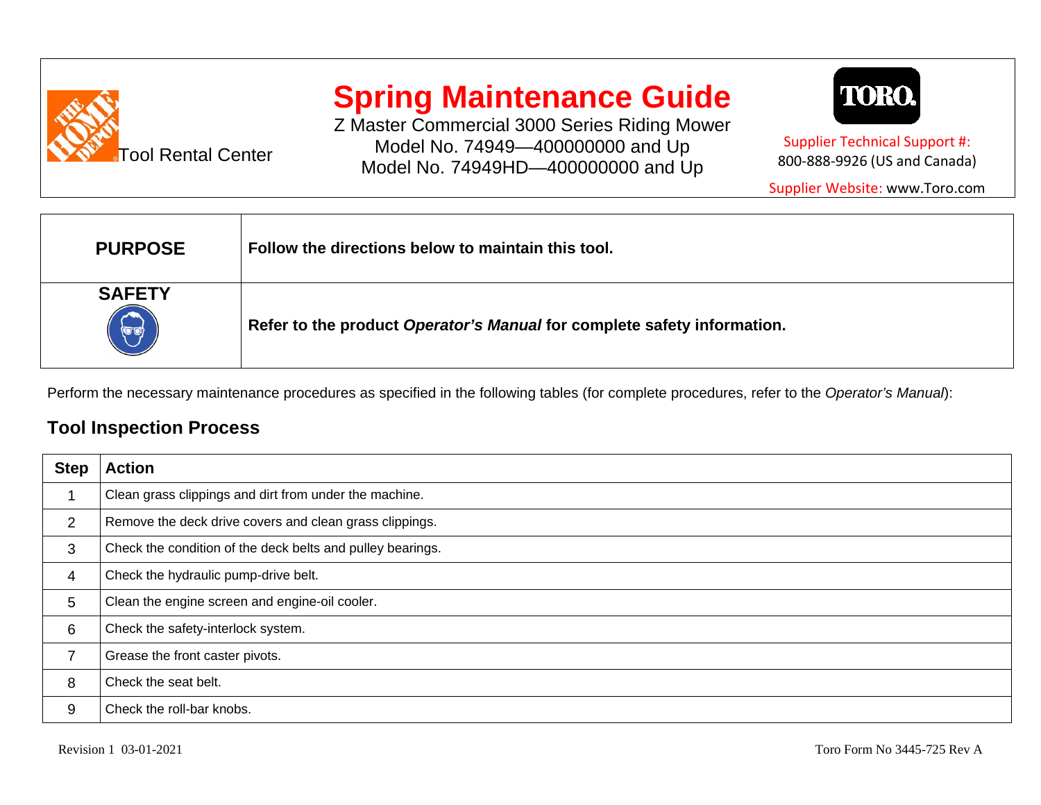Tool Rental Center

# Spring Maintenance Guide

Z Master Commercial 3000 Series Riding Mower
Model No. 74949—400000000 and Up
Model No. 74949HD—400000000 and Up

Supplier Technical Support #:
800-888-9926 (US and Canada)

Supplier Website: www.Toro.com

| | |
|---|---|
| **PURPOSE** | **Follow the directions below to maintain this tool.** |
| **SAFETY** | **Refer to the product *Operator's Manual* for complete safety information.** |

Perform the necessary maintenance procedures as specified in the following tables (for complete procedures, refer to the *Operator's Manual*):

## Tool Inspection Process

| Step | Action |
|---|---|
| 1 | Clean grass clippings and dirt from under the machine. |
| 2 | Remove the deck drive covers and clean grass clippings. |
| 3 | Check the condition of the deck belts and pulley bearings. |
| 4 | Check the hydraulic pump-drive belt. |
| 5 | Clean the engine screen and engine-oil cooler. |
| 6 | Check the safety-interlock system. |
| 7 | Grease the front caster pivots. |
| 8 | Check the seat belt. |
| 9 | Check the roll-bar knobs. |

Revision 1 03-01-2021

Toro Form No 3445-725 Rev A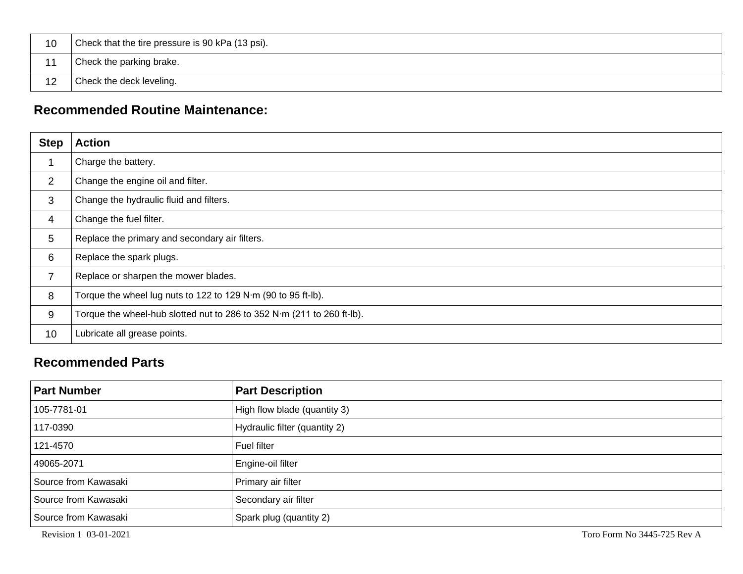| | |
|---|---|
| 10 | Check that the tire pressure is 90 kPa (13 psi). |
| 11 | Check the parking brake. |
| 12 | Check the deck leveling. |

## Recommended Routine Maintenance:

| Step | Action |
|---|---|
| 1 | Charge the battery. |
| 2 | Change the engine oil and filter. |
| 3 | Change the hydraulic fluid and filters. |
| 4 | Change the fuel filter. |
| 5 | Replace the primary and secondary air filters. |
| 6 | Replace the spark plugs. |
| 7 | Replace or sharpen the mower blades. |
| 8 | Torque the wheel lug nuts to 122 to 129 N·m (90 to 95 ft-lb). |
| 9 | Torque the wheel-hub slotted nut to 286 to 352 N·m (211 to 260 ft-lb). |
| 10 | Lubricate all grease points. |

## Recommended Parts

| Part Number | Part Description |
|---|---|
| 105-7781-01 | High flow blade (quantity 3) |
| 117-0390 | Hydraulic filter (quantity 2) |
| 121-4570 | Fuel filter |
| 49065-2071 | Engine-oil filter |
| Source from Kawasaki | Primary air filter |
| Source from Kawasaki | Secondary air filter |
| Source from Kawasaki | Spark plug (quantity 2) |

Revision 1 03-01-2021

Toro Form No 3445-725 Rev A